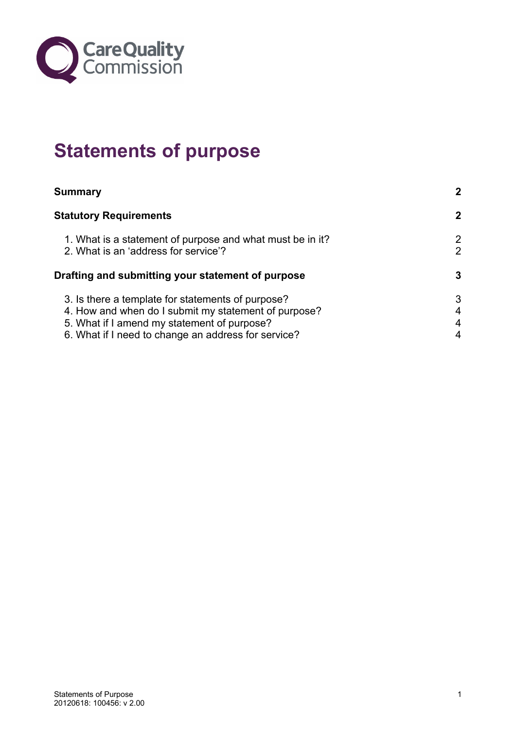Care Quality Commission

# Statements of purpose

| | |
|---|---|
| **Summary** | **2** |
| **Statutory Requirements** | **2** |
| 1. What is a statement of purpose and what must be in it? | 2 |
| 2. What is an 'address for service'? | 2 |
| **Drafting and submitting your statement of purpose** | **3** |
| 3. Is there a template for statements of purpose? | 3 |
| 4. How and when do I submit my statement of purpose? | 4 |
| 5. What if I amend my statement of purpose? | 4 |
| 6. What if I need to change an address for service? | 4 |

Statements of Purpose
20120618: 100456: v 2.00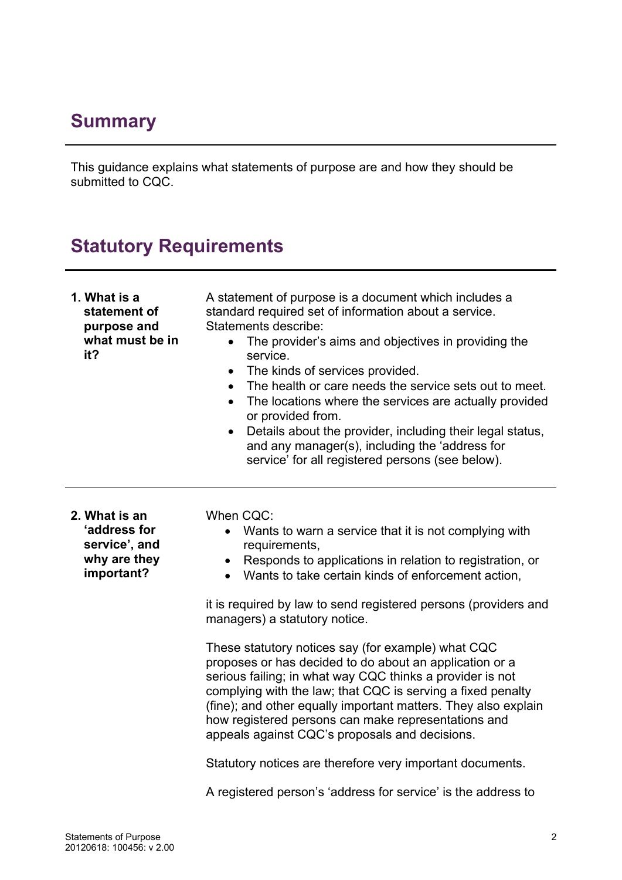## Summary

This guidance explains what statements of purpose are and how they should be submitted to CQC.

## Statutory Requirements

**1. What is a statement of purpose and what must be in it?**

A statement of purpose is a document which includes a standard required set of information about a service. Statements describe:

- The provider's aims and objectives in providing the service.
- The kinds of services provided.
- The health or care needs the service sets out to meet.
- The locations where the services are actually provided or provided from.
- Details about the provider, including their legal status, and any manager(s), including the 'address for service' for all registered persons (see below).

**2. What is an 'address for service', and why are they important?**

When CQC:

- Wants to warn a service that it is not complying with requirements,
- Responds to applications in relation to registration, or
- Wants to take certain kinds of enforcement action,

it is required by law to send registered persons (providers and managers) a statutory notice.

These statutory notices say (for example) what CQC proposes or has decided to do about an application or a serious failing; in what way CQC thinks a provider is not complying with the law; that CQC is serving a fixed penalty (fine); and other equally important matters. They also explain how registered persons can make representations and appeals against CQC's proposals and decisions.

Statutory notices are therefore very important documents.

A registered person's 'address for service' is the address to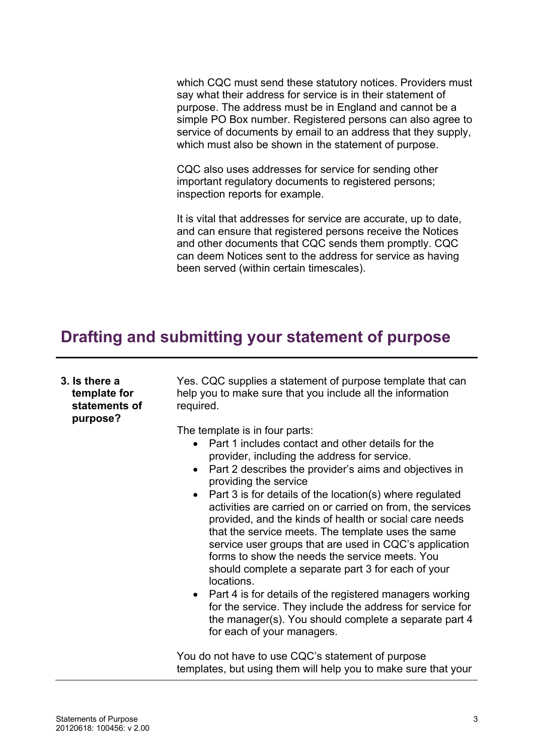which CQC must send these statutory notices. Providers must say what their address for service is in their statement of purpose. The address must be in England and cannot be a simple PO Box number. Registered persons can also agree to service of documents by email to an address that they supply, which must also be shown in the statement of purpose.

CQC also uses addresses for service for sending other important regulatory documents to registered persons; inspection reports for example.

It is vital that addresses for service are accurate, up to date, and can ensure that registered persons receive the Notices and other documents that CQC sends them promptly. CQC can deem Notices sent to the address for service as having been served (within certain timescales).

## Drafting and submitting your statement of purpose

**3. Is there a template for statements of purpose?**

Yes. CQC supplies a statement of purpose template that can help you to make sure that you include all the information required.

The template is in four parts:

- Part 1 includes contact and other details for the provider, including the address for service.
- Part 2 describes the provider's aims and objectives in providing the service
- Part 3 is for details of the location(s) where regulated activities are carried on or carried on from, the services provided, and the kinds of health or social care needs that the service meets. The template uses the same service user groups that are used in CQC's application forms to show the needs the service meets. You should complete a separate part 3 for each of your locations.
- Part 4 is for details of the registered managers working for the service. They include the address for service for the manager(s). You should complete a separate part 4 for each of your managers.

You do not have to use CQC's statement of purpose templates, but using them will help you to make sure that your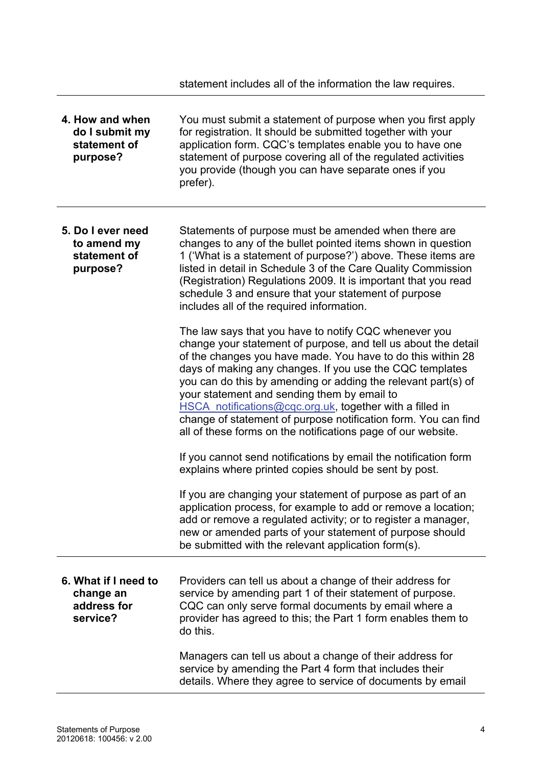statement includes all of the information the law requires.

**4. How and when do I submit my statement of purpose?**

You must submit a statement of purpose when you first apply for registration. It should be submitted together with your application form. CQC's templates enable you to have one statement of purpose covering all of the regulated activities you provide (though you can have separate ones if you prefer).

**5. Do I ever need to amend my statement of purpose?**

Statements of purpose must be amended when there are changes to any of the bullet pointed items shown in question 1 ('What is a statement of purpose?') above. These items are listed in detail in Schedule 3 of the Care Quality Commission (Registration) Regulations 2009. It is important that you read schedule 3 and ensure that your statement of purpose includes all of the required information.

The law says that you have to notify CQC whenever you change your statement of purpose, and tell us about the detail of the changes you have made. You have to do this within 28 days of making any changes. If you use the CQC templates you can do this by amending or adding the relevant part(s) of your statement and sending them by email to HSCA_notifications@cqc.org.uk, together with a filled in change of statement of purpose notification form. You can find all of these forms on the notifications page of our website.

If you cannot send notifications by email the notification form explains where printed copies should be sent by post.

If you are changing your statement of purpose as part of an application process, for example to add or remove a location; add or remove a regulated activity; or to register a manager, new or amended parts of your statement of purpose should be submitted with the relevant application form(s).

**6. What if I need to change an address for service?**

Providers can tell us about a change of their address for service by amending part 1 of their statement of purpose. CQC can only serve formal documents by email where a provider has agreed to this; the Part 1 form enables them to do this.

Managers can tell us about a change of their address for service by amending the Part 4 form that includes their details. Where they agree to service of documents by email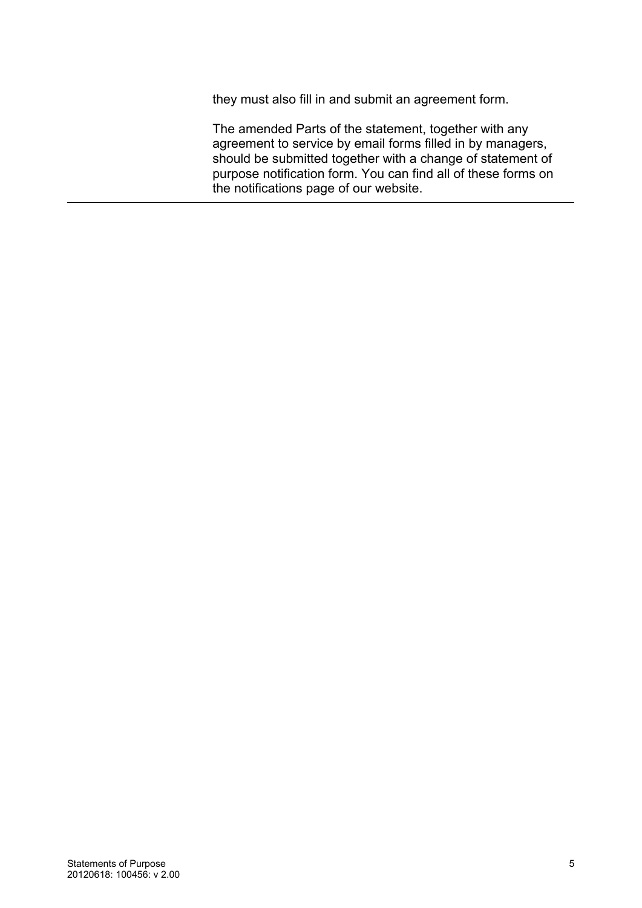they must also fill in and submit an agreement form.

The amended Parts of the statement, together with any agreement to service by email forms filled in by managers, should be submitted together with a change of statement of purpose notification form. You can find all of these forms on the notifications page of our website.